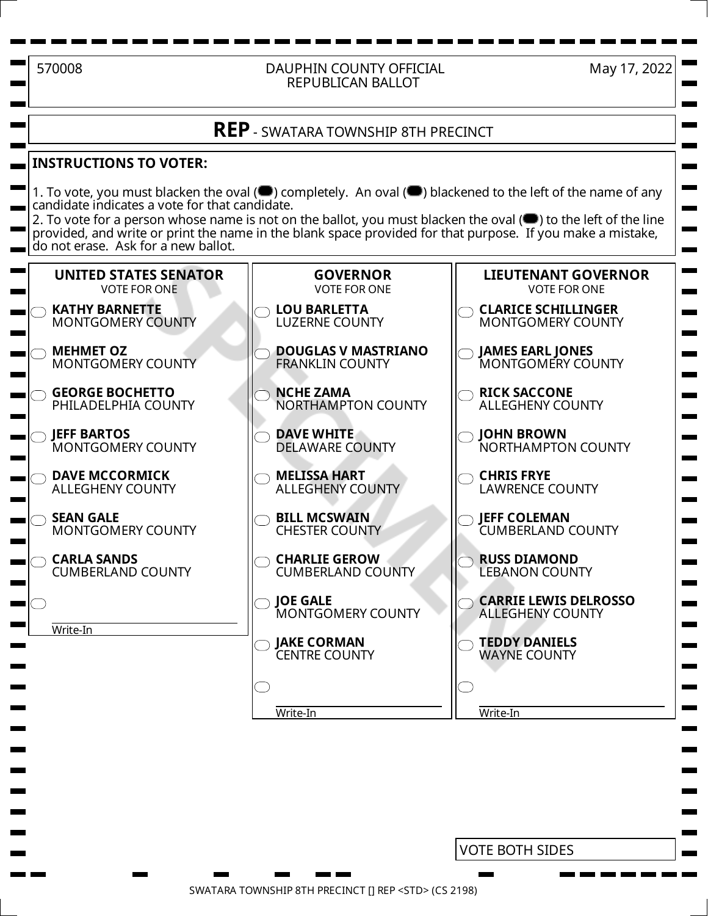570008 DAUPHIN COUNTY OFFICIAL REPUBLICAN BALLOT May 17, 2022

# REP - SWATARA TOWNSHIP 8TH PRECINCT

**INSTRUCTIONS TO VOTER:**

1. To vote, you must blacken the oval (⬬) completely. An oval (⬬) blackened to the left of the name of any candidate indicates a vote for that candidate.
2. To vote for a person whose name is not on the ballot, you must blacken the oval (⬬) to the left of the line provided, and write or print the name in the blank space provided for that purpose. If you make a mistake, do not erase. Ask for a new ballot.

## UNITED STATES SENATOR
VOTE FOR ONE

- ⬭ **KATHY BARNETTE** MONTGOMERY COUNTY
- ⬭ **MEHMET OZ** MONTGOMERY COUNTY
- ⬭ **GEORGE BOCHETTO** PHILADELPHIA COUNTY
- ⬭ **JEFF BARTOS** MONTGOMERY COUNTY
- ⬭ **DAVE MCCORMICK** ALLEGHENY COUNTY
- ⬭ **SEAN GALE** MONTGOMERY COUNTY
- ⬭ **CARLA SANDS** CUMBERLAND COUNTY
- ⬭ ____________ Write-In

## GOVERNOR
VOTE FOR ONE

- ⬭ **LOU BARLETTA** LUZERNE COUNTY
- ⬭ **DOUGLAS V MASTRIANO** FRANKLIN COUNTY
- ⬭ **NCHE ZAMA** NORTHAMPTON COUNTY
- ⬭ **DAVE WHITE** DELAWARE COUNTY
- ⬭ **MELISSA HART** ALLEGHENY COUNTY
- ⬭ **BILL MCSWAIN** CHESTER COUNTY
- ⬭ **CHARLIE GEROW** CUMBERLAND COUNTY
- ⬭ **JOE GALE** MONTGOMERY COUNTY
- ⬭ **JAKE CORMAN** CENTRE COUNTY
- ⬭ ____________ Write-In

## LIEUTENANT GOVERNOR
VOTE FOR ONE

- ⬭ **CLARICE SCHILLINGER** MONTGOMERY COUNTY
- ⬭ **JAMES EARL JONES** MONTGOMERY COUNTY
- ⬭ **RICK SACCONE** ALLEGHENY COUNTY
- ⬭ **JOHN BROWN** NORTHAMPTON COUNTY
- ⬭ **CHRIS FRYE** LAWRENCE COUNTY
- ⬭ **JEFF COLEMAN** CUMBERLAND COUNTY
- ⬭ **RUSS DIAMOND** LEBANON COUNTY
- ⬭ **CARRIE LEWIS DELROSSO** ALLEGHENY COUNTY
- ⬭ **TEDDY DANIELS** WAYNE COUNTY
- ⬭ ____________ Write-In

VOTE BOTH SIDES

SWATARA TOWNSHIP 8TH PRECINCT [] REP <STD> (CS 2198)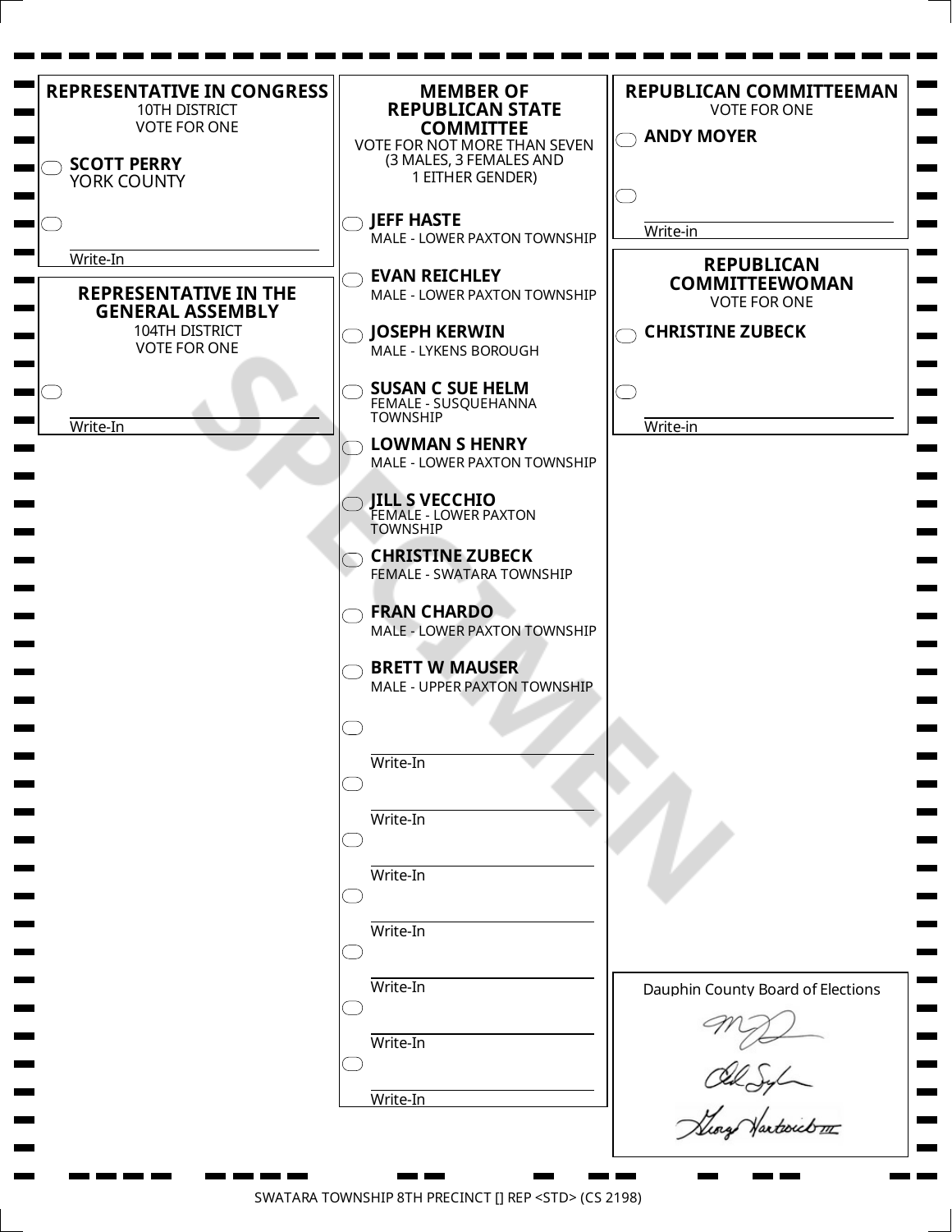## REPRESENTATIVE IN CONGRESS

10TH DISTRICT
VOTE FOR ONE

- **SCOTT PERRY**
  YORK COUNTY
- Write-In

## REPRESENTATIVE IN THE GENERAL ASSEMBLY

104TH DISTRICT
VOTE FOR ONE

- Write-In

## MEMBER OF REPUBLICAN STATE COMMITTEE

VOTE FOR NOT MORE THAN SEVEN
(3 MALES, 3 FEMALES AND
1 EITHER GENDER)

- **JEFF HASTE**
  MALE - LOWER PAXTON TOWNSHIP
- **EVAN REICHLEY**
  MALE - LOWER PAXTON TOWNSHIP
- **JOSEPH KERWIN**
  MALE - LYKENS BOROUGH
- **SUSAN C SUE HELM**
  FEMALE - SUSQUEHANNA TOWNSHIP
- **LOWMAN S HENRY**
  MALE - LOWER PAXTON TOWNSHIP
- **JILL S VECCHIO**
  FEMALE - LOWER PAXTON TOWNSHIP
- **CHRISTINE ZUBECK**
  FEMALE - SWATARA TOWNSHIP
- **FRAN CHARDO**
  MALE - LOWER PAXTON TOWNSHIP
- **BRETT W MAUSER**
  MALE - UPPER PAXTON TOWNSHIP
- Write-In
- Write-In
- Write-In
- Write-In
- Write-In
- Write-In
- Write-In

## REPUBLICAN COMMITTEEMAN

VOTE FOR ONE

- **ANDY MOYER**
- Write-in

## REPUBLICAN COMMITTEEWOMAN

VOTE FOR ONE

- **CHRISTINE ZUBECK**
- Write-in

Dauphin County Board of Elections

SPECIMEN

SWATARA TOWNSHIP 8TH PRECINCT [] REP <STD> (CS 2198)